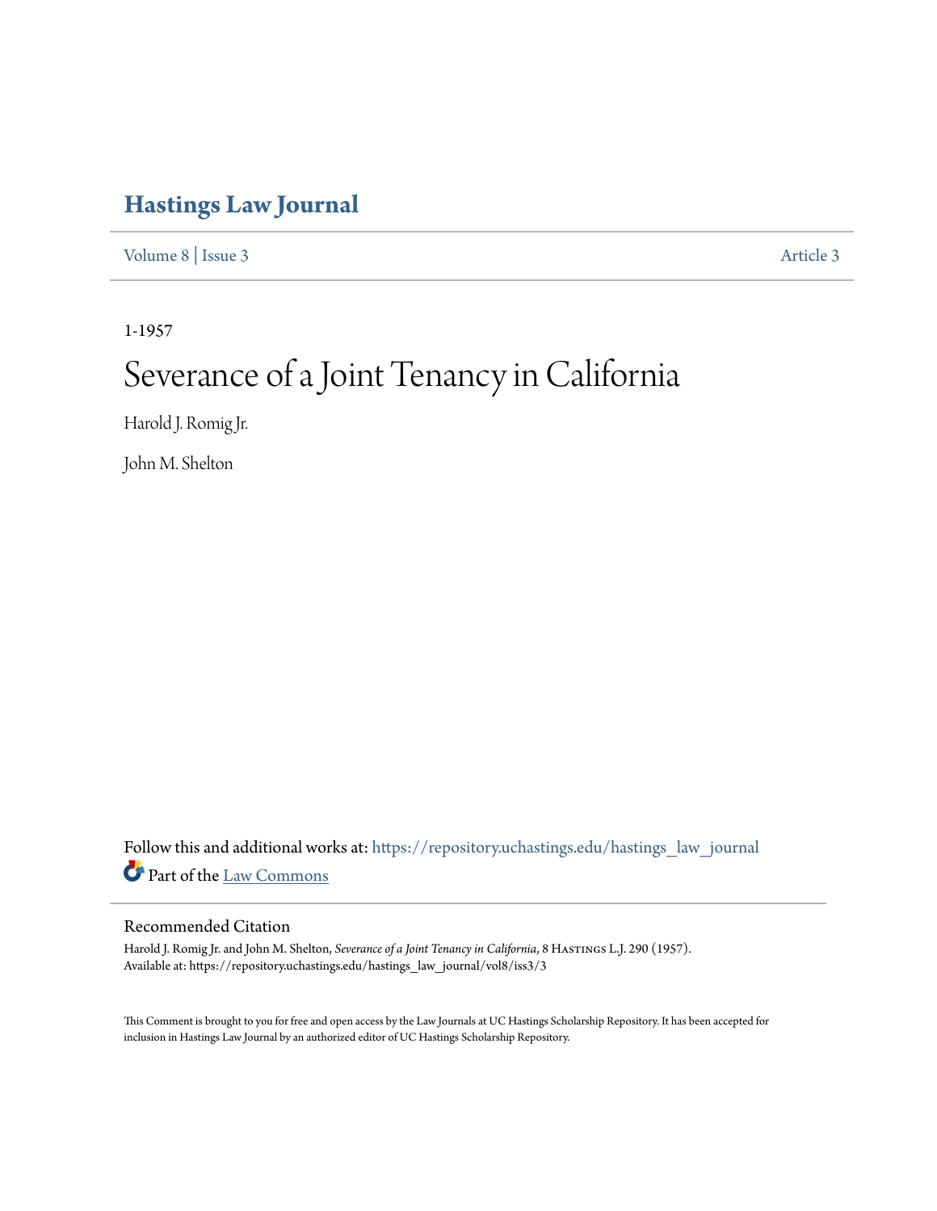# Hastings Law Journal

Volume 8 | Issue 3 Article 3

1-1957

# Severance of a Joint Tenancy in California

Harold J. Romig Jr.

John M. Shelton

Follow this and additional works at: https://repository.uchastings.edu/hastings_law_journal

Part of the Law Commons

## Recommended Citation

Harold J. Romig Jr. and John M. Shelton, *Severance of a Joint Tenancy in California*, 8 Hastings L.J. 290 (1957).
Available at: https://repository.uchastings.edu/hastings_law_journal/vol8/iss3/3

This Comment is brought to you for free and open access by the Law Journals at UC Hastings Scholarship Repository. It has been accepted for inclusion in Hastings Law Journal by an authorized editor of UC Hastings Scholarship Repository.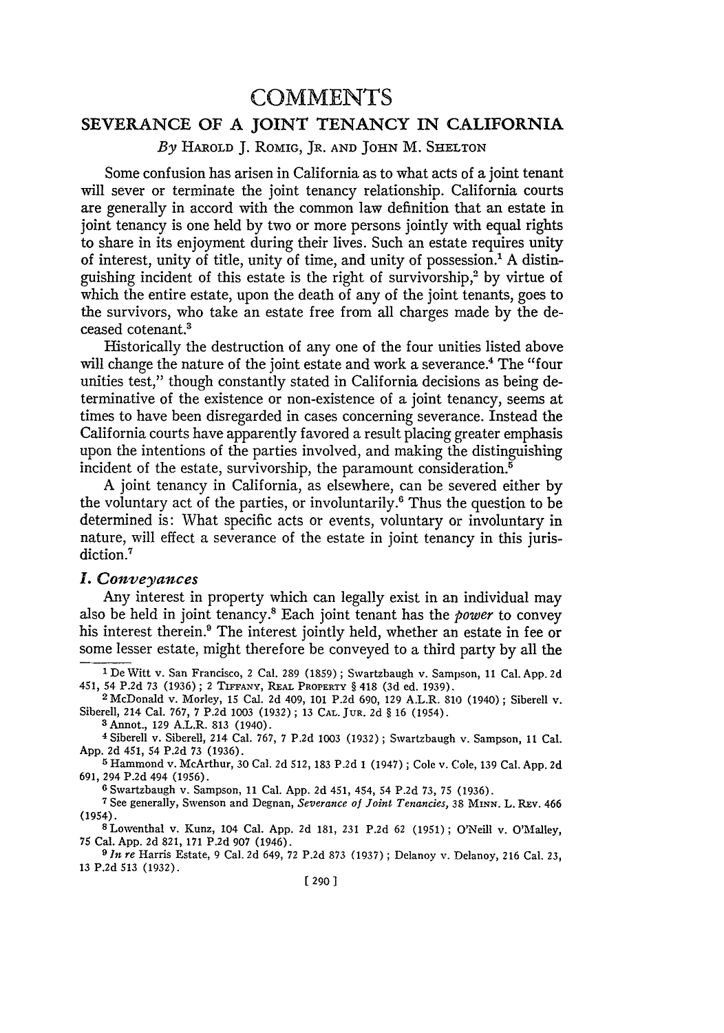# COMMENTS

## SEVERANCE OF A JOINT TENANCY IN CALIFORNIA

*By* HAROLD J. ROMIG, JR. AND JOHN M. SHELTON

Some confusion has arisen in California as to what acts of a joint tenant will sever or terminate the joint tenancy relationship. California courts are generally in accord with the common law definition that an estate in joint tenancy is one held by two or more persons jointly with equal rights to share in its enjoyment during their lives. Such an estate requires unity of interest, unity of title, unity of time, and unity of possession.[1] A distinguishing incident of this estate is the right of survivorship,[2] by virtue of which the entire estate, upon the death of any of the joint tenants, goes to the survivors, who take an estate free from all charges made by the deceased cotenant.[3]

Historically the destruction of any one of the four unities listed above will change the nature of the joint estate and work a severance.[4] The "four unities test," though constantly stated in California decisions as being determinative of the existence or non-existence of a joint tenancy, seems at times to have been disregarded in cases concerning severance. Instead the California courts have apparently favored a result placing greater emphasis upon the intentions of the parties involved, and making the distinguishing incident of the estate, survivorship, the paramount consideration.[5]

A joint tenancy in California, as elsewhere, can be severed either by the voluntary act of the parties, or involuntarily.[6] Thus the question to be determined is: What specific acts or events, voluntary or involuntary in nature, will effect a severance of the estate in joint tenancy in this jurisdiction.[7]

### *I. Conveyances*

Any interest in property which can legally exist in an individual may also be held in joint tenancy.[8] Each joint tenant has the *power* to convey his interest therein.[9] The interest jointly held, whether an estate in fee or some lesser estate, might therefore be conveyed to a third party by all the

---

[1] De Witt v. San Francisco, 2 Cal. 289 (1859); Swartzbaugh v. Sampson, 11 Cal. App. 2d 451, 54 P.2d 73 (1936); 2 TIFFANY, REAL PROPERTY § 418 (3d ed. 1939).

[2] McDonald v. Morley, 15 Cal. 2d 409, 101 P.2d 690, 129 A.L.R. 810 (1940); Siberell v. Siberell, 214 Cal. 767, 7 P.2d 1003 (1932); 13 CAL. JUR. 2d § 16 (1954).

[3] Annot., 129 A.L.R. 813 (1940).

[4] Siberell v. Siberell, 214 Cal. 767, 7 P.2d 1003 (1932); Swartzbaugh v. Sampson, 11 Cal. App. 2d 451, 54 P.2d 73 (1936).

[5] Hammond v. McArthur, 30 Cal. 2d 512, 183 P.2d 1 (1947); Cole v. Cole, 139 Cal. App. 2d 691, 294 P.2d 494 (1956).

[6] Swartzbaugh v. Sampson, 11 Cal. App. 2d 451, 454, 54 P.2d 73, 75 (1936).

[7] See generally, Swenson and Degnan, *Severance of Joint Tenancies*, 38 MINN. L. REV. 466 (1954).

[8] Lowenthal v. Kunz, 104 Cal. App. 2d 181, 231 P.2d 62 (1951); O'Neill v. O'Malley, 75 Cal. App. 2d 821, 171 P.2d 907 (1946).

[9] *In re* Harris Estate, 9 Cal. 2d 649, 72 P.2d 873 (1937); Delanoy v. Delanoy, 216 Cal. 23, 13 P.2d 513 (1932).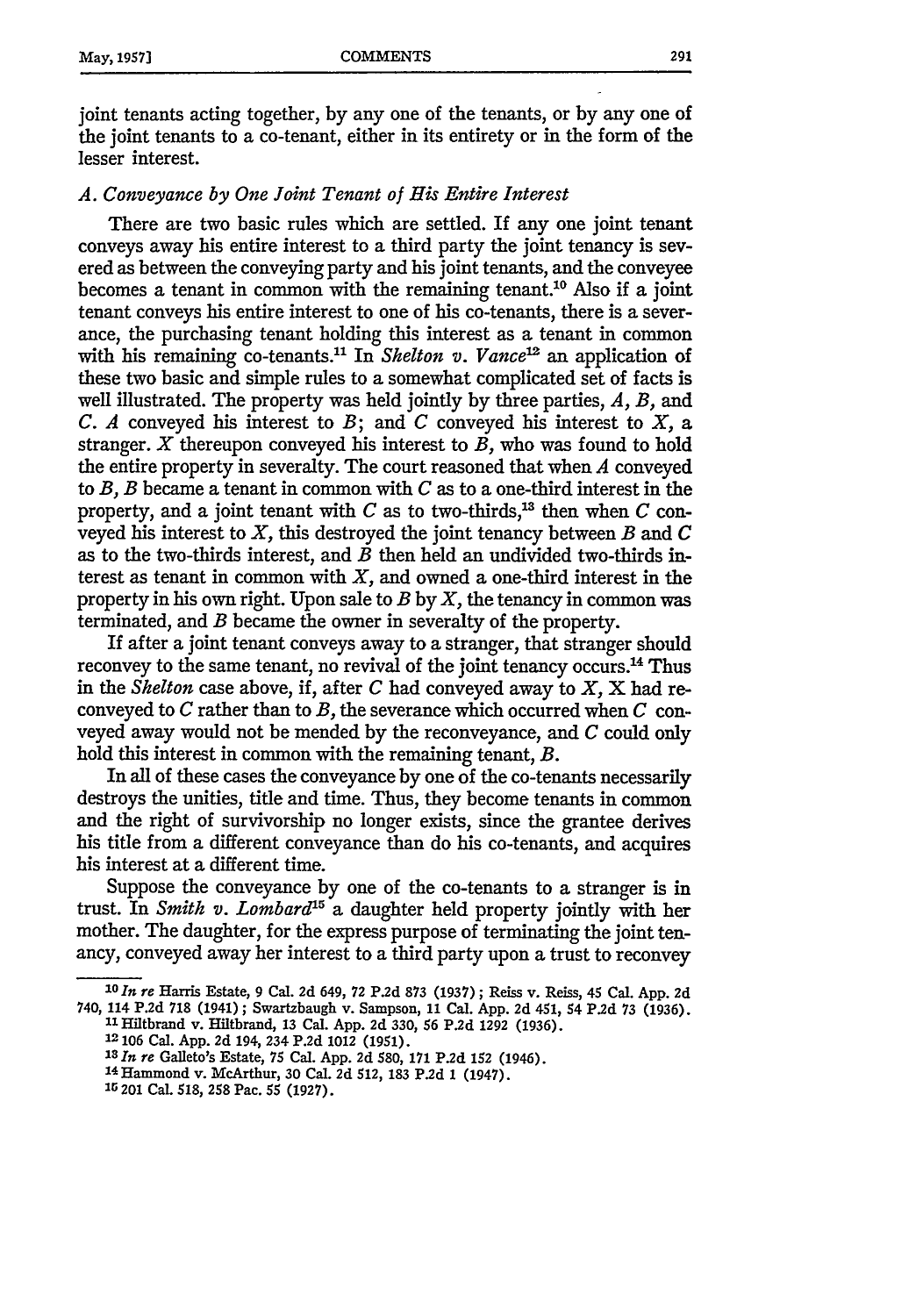joint tenants acting together, by any one of the tenants, or by any one of the joint tenants to a co-tenant, either in its entirety or in the form of the lesser interest.

### *A. Conveyance by One Joint Tenant of His Entire Interest*

There are two basic rules which are settled. If any one joint tenant conveys away his entire interest to a third party the joint tenancy is severed as between the conveying party and his joint tenants, and the conveyee becomes a tenant in common with the remaining tenant.[10] Also if a joint tenant conveys his entire interest to one of his co-tenants, there is a severance, the purchasing tenant holding this interest as a tenant in common with his remaining co-tenants.[11] In *Shelton v. Vance*[12] an application of these two basic and simple rules to a somewhat complicated set of facts is well illustrated. The property was held jointly by three parties, *A*, *B*, and *C*. *A* conveyed his interest to *B*; and *C* conveyed his interest to *X*, a stranger. *X* thereupon conveyed his interest to *B*, who was found to hold the entire property in severalty. The court reasoned that when *A* conveyed to *B*, *B* became a tenant in common with *C* as to a one-third interest in the property, and a joint tenant with *C* as to two-thirds,[13] then when *C* conveyed his interest to *X*, this destroyed the joint tenancy between *B* and *C* as to the two-thirds interest, and *B* then held an undivided two-thirds interest as tenant in common with *X*, and owned a one-third interest in the property in his own right. Upon sale to *B* by *X*, the tenancy in common was terminated, and *B* became the owner in severalty of the property.

If after a joint tenant conveys away to a stranger, that stranger should reconvey to the same tenant, no revival of the joint tenancy occurs.[14] Thus in the *Shelton* case above, if, after *C* had conveyed away to *X*, X had reconveyed to *C* rather than to *B*, the severance which occurred when *C* conveyed away would not be mended by the reconveyance, and *C* could only hold this interest in common with the remaining tenant, *B*.

In all of these cases the conveyance by one of the co-tenants necessarily destroys the unities, title and time. Thus, they become tenants in common and the right of survivorship no longer exists, since the grantee derives his title from a different conveyance than do his co-tenants, and acquires his interest at a different time.

Suppose the conveyance by one of the co-tenants to a stranger is in trust. In *Smith v. Lombard*[15] a daughter held property jointly with her mother. The daughter, for the express purpose of terminating the joint tenancy, conveyed away her interest to a third party upon a trust to reconvey

---

[10] *In re* Harris Estate, 9 Cal. 2d 649, 72 P.2d 873 (1937); Reiss v. Reiss, 45 Cal. App. 2d 740, 114 P.2d 718 (1941); Swartzbaugh v. Sampson, 11 Cal. App. 2d 451, 54 P.2d 73 (1936).

[11] Hiltbrand v. Hiltbrand, 13 Cal. App. 2d 330, 56 P.2d 1292 (1936).

[12] 106 Cal. App. 2d 194, 234 P.2d 1012 (1951).

[13] *In re* Galleto's Estate, 75 Cal. App. 2d 580, 171 P.2d 152 (1946).

[14] Hammond v. McArthur, 30 Cal. 2d 512, 183 P.2d 1 (1947).

[15] 201 Cal. 518, 258 Pac. 55 (1927).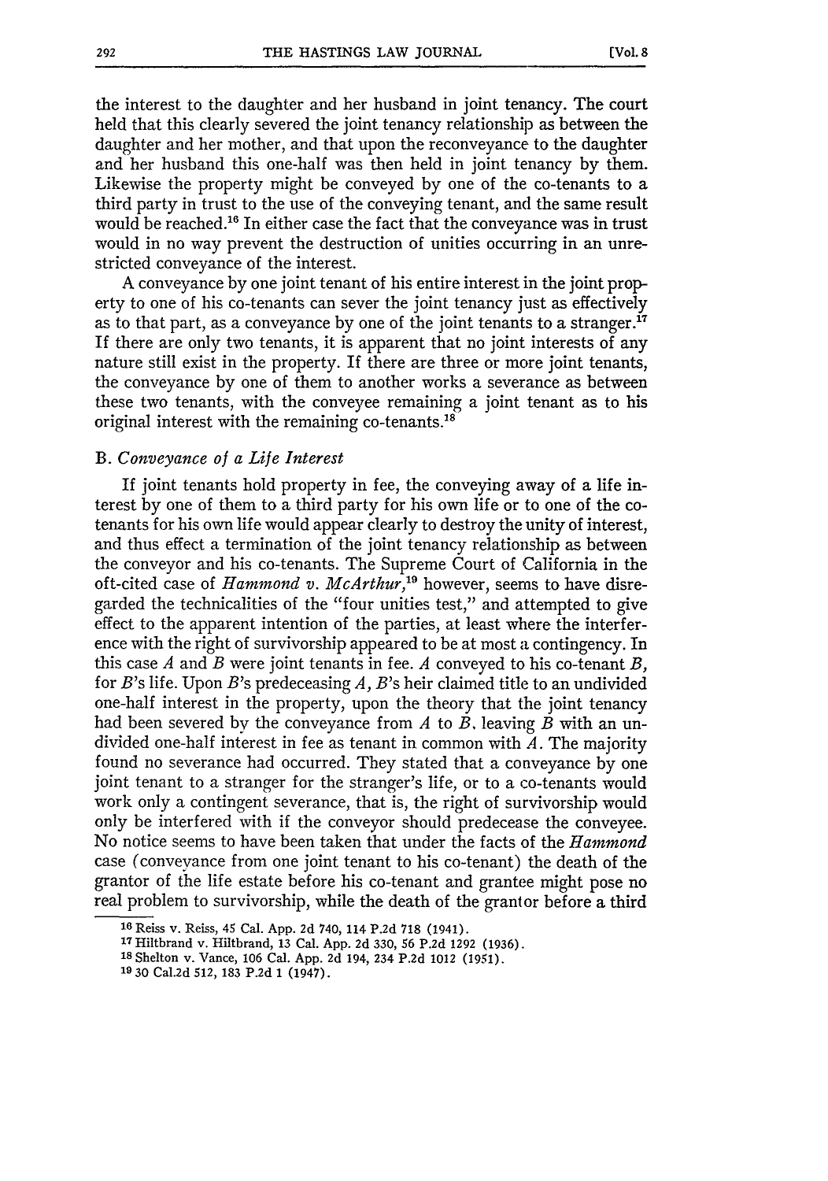the interest to the daughter and her husband in joint tenancy. The court held that this clearly severed the joint tenancy relationship as between the daughter and her mother, and that upon the reconveyance to the daughter and her husband this one-half was then held in joint tenancy by them. Likewise the property might be conveyed by one of the co-tenants to a third party in trust to the use of the conveying tenant, and the same result would be reached.[16] In either case the fact that the conveyance was in trust would in no way prevent the destruction of unities occurring in an unrestricted conveyance of the interest.

A conveyance by one joint tenant of his entire interest in the joint property to one of his co-tenants can sever the joint tenancy just as effectively as to that part, as a conveyance by one of the joint tenants to a stranger.[17] If there are only two tenants, it is apparent that no joint interests of any nature still exist in the property. If there are three or more joint tenants, the conveyance by one of them to another works a severance as between these two tenants, with the conveyee remaining a joint tenant as to his original interest with the remaining co-tenants.[18]

### B. *Conveyance of a Life Interest*

If joint tenants hold property in fee, the conveying away of a life interest by one of them to a third party for his own life or to one of the co-tenants for his own life would appear clearly to destroy the unity of interest, and thus effect a termination of the joint tenancy relationship as between the conveyor and his co-tenants. The Supreme Court of California in the oft-cited case of *Hammond v. McArthur*,[19] however, seems to have disregarded the technicalities of the "four unities test," and attempted to give effect to the apparent intention of the parties, at least where the interference with the right of survivorship appeared to be at most a contingency. In this case *A* and *B* were joint tenants in fee. *A* conveyed to his co-tenant *B*, for *B*'s life. Upon *B*'s predeceasing *A*, *B*'s heir claimed title to an undivided one-half interest in the property, upon the theory that the joint tenancy had been severed by the conveyance from *A* to *B*, leaving *B* with an undivided one-half interest in fee as tenant in common with *A*. The majority found no severance had occurred. They stated that a conveyance by one joint tenant to a stranger for the stranger's life, or to a co-tenants would work only a contingent severance, that is, the right of survivorship would only be interfered with if the conveyor should predecease the conveyee. No notice seems to have been taken that under the facts of the *Hammond* case (conveyance from one joint tenant to his co-tenant) the death of the grantor of the life estate before his co-tenant and grantee might pose no real problem to survivorship, while the death of the grantor before a third

---

[16] Reiss v. Reiss, 45 Cal. App. 2d 740, 114 P.2d 718 (1941).

[17] Hiltbrand v. Hiltbrand, 13 Cal. App. 2d 330, 56 P.2d 1292 (1936).

[18] Shelton v. Vance, 106 Cal. App. 2d 194, 234 P.2d 1012 (1951).

[19] 30 Cal.2d 512, 183 P.2d 1 (1947).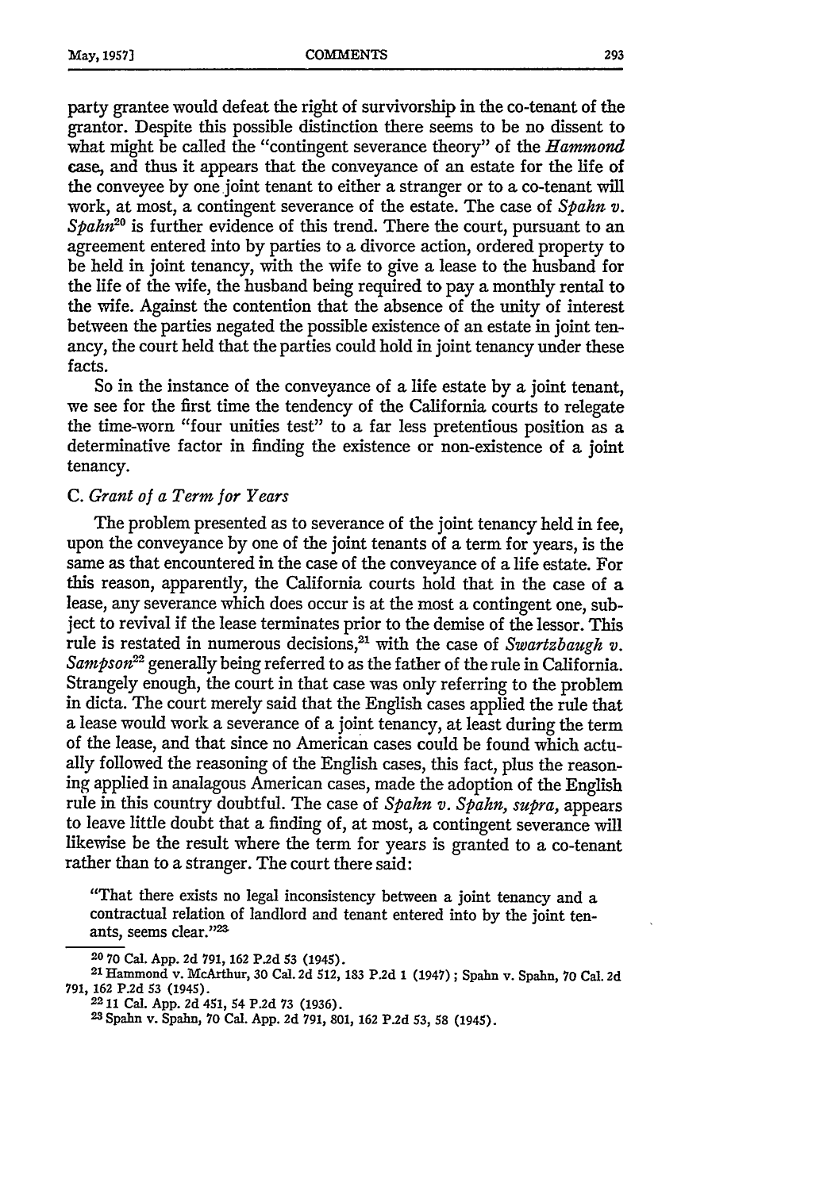party grantee would defeat the right of survivorship in the co-tenant of the grantor. Despite this possible distinction there seems to be no dissent to what might be called the "contingent severance theory" of the *Hammond* case, and thus it appears that the conveyance of an estate for the life of the conveyee by one joint tenant to either a stranger or to a co-tenant will work, at most, a contingent severance of the estate. The case of *Spahn v. Spahn*[20] is further evidence of this trend. There the court, pursuant to an agreement entered into by parties to a divorce action, ordered property to be held in joint tenancy, with the wife to give a lease to the husband for the life of the wife, the husband being required to pay a monthly rental to the wife. Against the contention that the absence of the unity of interest between the parties negated the possible existence of an estate in joint tenancy, the court held that the parties could hold in joint tenancy under these facts.

So in the instance of the conveyance of a life estate by a joint tenant, we see for the first time the tendency of the California courts to relegate the time-worn "four unities test" to a far less pretentious position as a determinative factor in finding the existence or non-existence of a joint tenancy.

### C. *Grant of a Term for Years*

The problem presented as to severance of the joint tenancy held in fee, upon the conveyance by one of the joint tenants of a term for years, is the same as that encountered in the case of the conveyance of a life estate. For this reason, apparently, the California courts hold that in the case of a lease, any severance which does occur is at the most a contingent one, subject to revival if the lease terminates prior to the demise of the lessor. This rule is restated in numerous decisions,[21] with the case of *Swartzbaugh v. Sampson*[22] generally being referred to as the father of the rule in California. Strangely enough, the court in that case was only referring to the problem in dicta. The court merely said that the English cases applied the rule that a lease would work a severance of a joint tenancy, at least during the term of the lease, and that since no American cases could be found which actually followed the reasoning of the English cases, this fact, plus the reasoning applied in analagous American cases, made the adoption of the English rule in this country doubtful. The case of *Spahn v. Spahn, supra*, appears to leave little doubt that a finding of, at most, a contingent severance will likewise be the result where the term for years is granted to a co-tenant rather than to a stranger. The court there said:

> "That there exists no legal inconsistency between a joint tenancy and a contractual relation of landlord and tenant entered into by the joint tenants, seems clear."[23]

---

[20] 70 Cal. App. 2d 791, 162 P.2d 53 (1945).

[21] Hammond v. McArthur, 30 Cal. 2d 512, 183 P.2d 1 (1947); Spahn v. Spahn, 70 Cal. 2d 791, 162 P.2d 53 (1945).

[22] 11 Cal. App. 2d 451, 54 P.2d 73 (1936).

[23] Spahn v. Spahn, 70 Cal. App. 2d 791, 801, 162 P.2d 53, 58 (1945).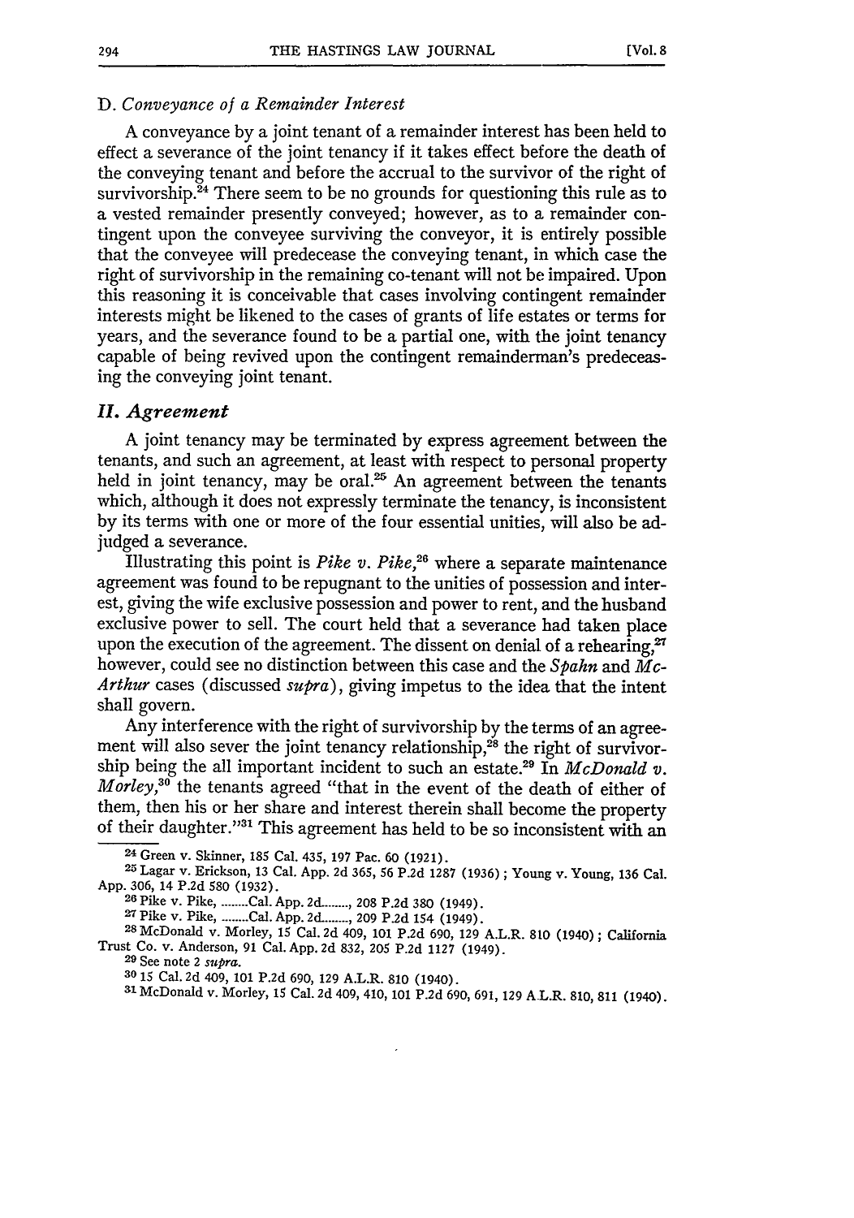### D. *Conveyance of a Remainder Interest*

A conveyance by a joint tenant of a remainder interest has been held to effect a severance of the joint tenancy if it takes effect before the death of the conveying tenant and before the accrual to the survivor of the right of survivorship.[24] There seem to be no grounds for questioning this rule as to a vested remainder presently conveyed; however, as to a remainder contingent upon the conveyee surviving the conveyor, it is entirely possible that the conveyee will predecease the conveying tenant, in which case the right of survivorship in the remaining co-tenant will not be impaired. Upon this reasoning it is conceivable that cases involving contingent remainder interests might be likened to the cases of grants of life estates or terms for years, and the severance found to be a partial one, with the joint tenancy capable of being revived upon the contingent remainderman's predeceasing the conveying joint tenant.

## *II. Agreement*

A joint tenancy may be terminated by express agreement between the tenants, and such an agreement, at least with respect to personal property held in joint tenancy, may be oral.[25] An agreement between the tenants which, although it does not expressly terminate the tenancy, is inconsistent by its terms with one or more of the four essential unities, will also be adjudged a severance.

Illustrating this point is *Pike v. Pike*,[26] where a separate maintenance agreement was found to be repugnant to the unities of possession and interest, giving the wife exclusive possession and power to rent, and the husband exclusive power to sell. The court held that a severance had taken place upon the execution of the agreement. The dissent on denial of a rehearing,[27] however, could see no distinction between this case and the *Spahn* and *McArthur* cases (discussed *supra*), giving impetus to the idea that the intent shall govern.

Any interference with the right of survivorship by the terms of an agreement will also sever the joint tenancy relationship,[28] the right of survivorship being the all important incident to such an estate.[29] In *McDonald v. Morley*,[30] the tenants agreed "that in the event of the death of either of them, then his or her share and interest therein shall become the property of their daughter."[31] This agreement has held to be so inconsistent with an

---

[24] Green v. Skinner, 185 Cal. 435, 197 Pac. 60 (1921).

[25] Lagar v. Erickson, 13 Cal. App. 2d 365, 56 P.2d 1287 (1936); Young v. Young, 136 Cal. App. 306, 14 P.2d 580 (1932).

[26] Pike v. Pike, ........Cal. App. 2d........, 208 P.2d 380 (1949).

[27] Pike v. Pike, ........Cal. App. 2d........, 209 P.2d 154 (1949).

[28] McDonald v. Morley, 15 Cal. 2d 409, 101 P.2d 690, 129 A.L.R. 810 (1940); California Trust Co. v. Anderson, 91 Cal. App. 2d 832, 205 P.2d 1127 (1949).

[29] See note 2 *supra*.

[30] 15 Cal. 2d 409, 101 P.2d 690, 129 A.L.R. 810 (1940).

[31] McDonald v. Morley, 15 Cal. 2d 409, 410, 101 P.2d 690, 691, 129 A.L.R. 810, 811 (1940).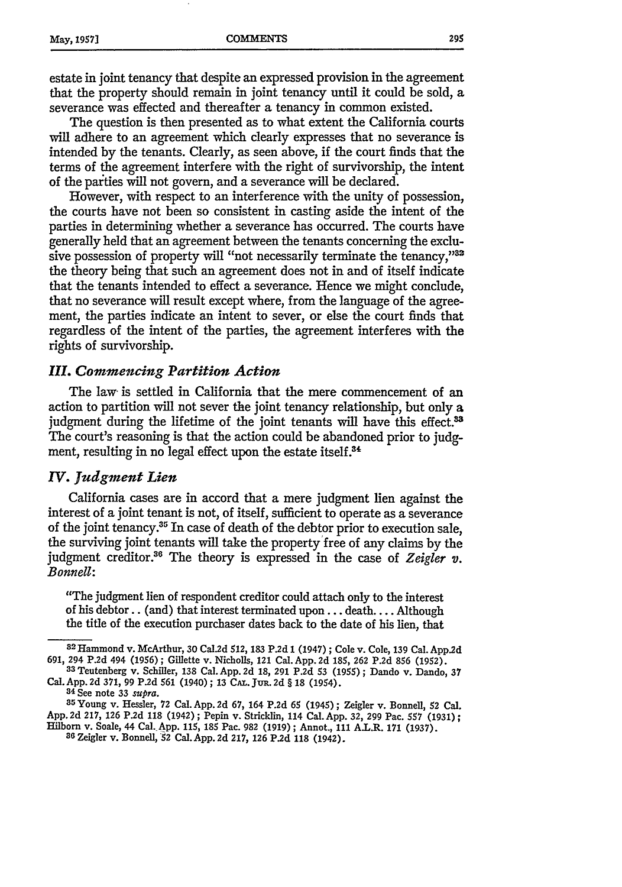estate in joint tenancy that despite an expressed provision in the agreement that the property should remain in joint tenancy until it could be sold, a severance was effected and thereafter a tenancy in common existed.

The question is then presented as to what extent the California courts will adhere to an agreement which clearly expresses that no severance is intended by the tenants. Clearly, as seen above, if the court finds that the terms of the agreement interfere with the right of survivorship, the intent of the parties will not govern, and a severance will be declared.

However, with respect to an interference with the unity of possession, the courts have not been so consistent in casting aside the intent of the parties in determining whether a severance has occurred. The courts have generally held that an agreement between the tenants concerning the exclusive possession of property will "not necessarily terminate the tenancy,"[32] the theory being that such an agreement does not in and of itself indicate that the tenants intended to effect a severance. Hence we might conclude, that no severance will result except where, from the language of the agreement, the parties indicate an intent to sever, or else the court finds that regardless of the intent of the parties, the agreement interferes with the rights of survivorship.

### *III. Commencing Partition Action*

The law is settled in California that the mere commencement of an action to partition will not sever the joint tenancy relationship, but only a judgment during the lifetime of the joint tenants will have this effect.[33] The court's reasoning is that the action could be abandoned prior to judgment, resulting in no legal effect upon the estate itself.[34]

### *IV. Judgment Lien*

California cases are in accord that a mere judgment lien against the interest of a joint tenant is not, of itself, sufficient to operate as a severance of the joint tenancy.[35] In case of death of the debtor prior to execution sale, the surviving joint tenants will take the property free of any claims by the judgment creditor.[36] The theory is expressed in the case of *Zeigler v. Bonnell*:

"The judgment lien of respondent creditor could attach only to the interest of his debtor . . (and) that interest terminated upon . . . death. . . . Although the title of the execution purchaser dates back to the date of his lien, that

---

[32] Hammond v. McArthur, 30 Cal.2d 512, 183 P.2d 1 (1947); Cole v. Cole, 139 Cal.App.2d 691, 294 P.2d 494 (1956); Gillette v. Nicholls, 121 Cal.App.2d 185, 262 P.2d 856 (1952).

[33] Teutenberg v. Schiller, 138 Cal.App.2d 18, 291 P.2d 53 (1955); Dando v. Dando, 37 Cal.App.2d 371, 99 P.2d 561 (1940); 13 CAL. JUR. 2d § 18 (1954).

[34] See note 33 *supra*.

[35] Young v. Hessler, 72 Cal.App.2d 67, 164 P.2d 65 (1945); Zeigler v. Bonnell, 52 Cal. App.2d 217, 126 P.2d 118 (1942); Pepin v. Stricklin, 114 Cal.App. 32, 299 Pac. 557 (1931); Hilborn v. Soale, 44 Cal.App. 115, 185 Pac. 982 (1919); Annot., 111 A.L.R. 171 (1937).

[36] Zeigler v. Bonnell, 52 Cal.App.2d 217, 126 P.2d 118 (1942).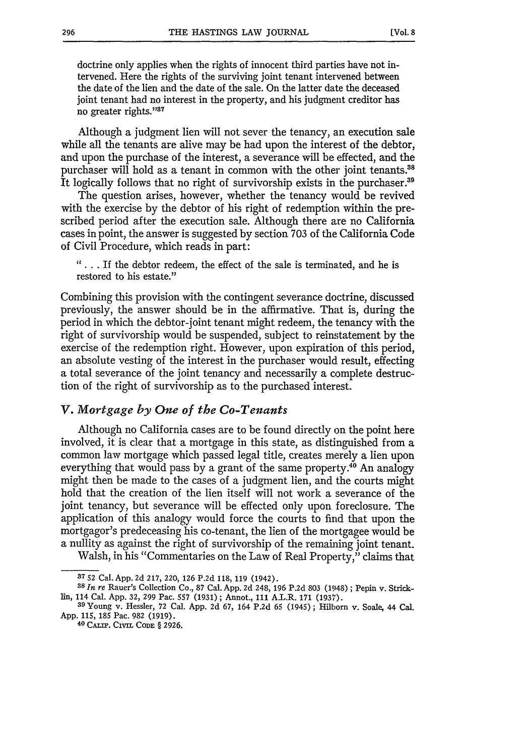doctrine only applies when the rights of innocent third parties have not intervened. Here the rights of the surviving joint tenant intervened between the date of the lien and the date of the sale. On the latter date the deceased joint tenant had no interest in the property, and his judgment creditor has no greater rights."[37]

Although a judgment lien will not sever the tenancy, an execution sale while all the tenants are alive may be had upon the interest of the debtor, and upon the purchase of the interest, a severance will be effected, and the purchaser will hold as a tenant in common with the other joint tenants.[38] It logically follows that no right of survivorship exists in the purchaser.[39]

The question arises, however, whether the tenancy would be revived with the exercise by the debtor of his right of redemption within the prescribed period after the execution sale. Although there are no California cases in point, the answer is suggested by section 703 of the California Code of Civil Procedure, which reads in part:

> ". . . If the debtor redeem, the effect of the sale is terminated, and he is restored to his estate."

Combining this provision with the contingent severance doctrine, discussed previously, the answer should be in the affirmative. That is, during the period in which the debtor-joint tenant might redeem, the tenancy with the right of survivorship would be suspended, subject to reinstatement by the exercise of the redemption right. However, upon expiration of this period, an absolute vesting of the interest in the purchaser would result, effecting a total severance of the joint tenancy and necessarily a complete destruction of the right of survivorship as to the purchased interest.

## V. *Mortgage by One of the Co-Tenants*

Although no California cases are to be found directly on the point here involved, it is clear that a mortgage in this state, as distinguished from a common law mortgage which passed legal title, creates merely a lien upon everything that would pass by a grant of the same property.[40] An analogy might then be made to the cases of a judgment lien, and the courts might hold that the creation of the lien itself will not work a severance of the joint tenancy, but severance will be effected only upon foreclosure. The application of this analogy would force the courts to find that upon the mortgagor's predeceasing his co-tenant, the lien of the mortgagee would be a nullity as against the right of survivorship of the remaining joint tenant.

Walsh, in his "Commentaries on the Law of Real Property," claims that

---

[37] 52 Cal. App. 2d 217, 220, 126 P.2d 118, 119 (1942).

[38] *In re* Rauer's Collection Co., 87 Cal. App. 2d 248, 196 P.2d 803 (1948); Pepin v. Stricklin, 114 Cal. App. 32, 299 Pac. 557 (1931); Annot., 111 A.L.R. 171 (1937).

[39] Young v. Hessler, 72 Cal. App. 2d 67, 164 P.2d 65 (1945); Hilborn v. Soale, 44 Cal. App. 115, 185 Pac. 982 (1919).

[40] CALIF. CIVIL CODE § 2926.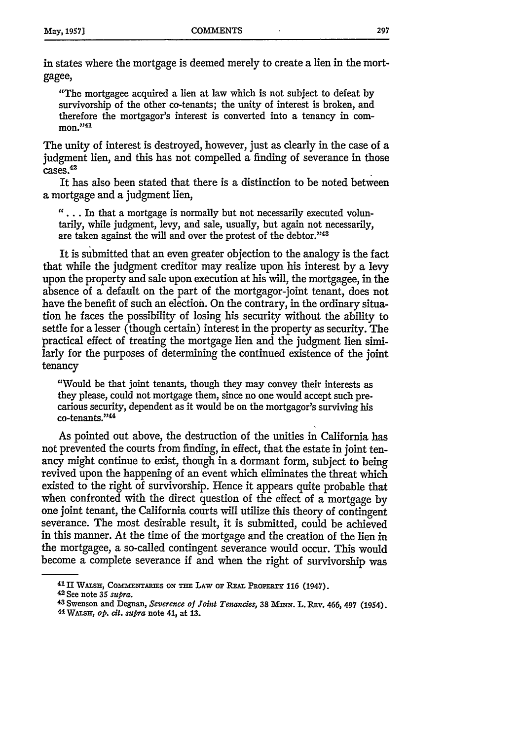in states where the mortgage is deemed merely to create a lien in the mortgagee,

> "The mortgagee acquired a lien at law which is not subject to defeat by survivorship of the other co-tenants; the unity of interest is broken, and therefore the mortgagor's interest is converted into a tenancy in common."[41]

The unity of interest is destroyed, however, just as clearly in the case of a judgment lien, and this has not compelled a finding of severance in those cases.[42]

It has also been stated that there is a distinction to be noted between a mortgage and a judgment lien,

> ". . . In that a mortgage is normally but not necessarily executed voluntarily, while judgment, levy, and sale, usually, but again not necessarily, are taken against the will and over the protest of the debtor."[43]

It is submitted that an even greater objection to the analogy is the fact that while the judgment creditor may realize upon his interest by a levy upon the property and sale upon execution at his will, the mortgagee, in the absence of a default on the part of the mortgagor-joint tenant, does not have the benefit of such an election. On the contrary, in the ordinary situation he faces the possibility of losing his security without the ability to settle for a lesser (though certain) interest in the property as security. The practical effect of treating the mortgage lien and the judgment lien similarly for the purposes of determining the continued existence of the joint tenancy

> "Would be that joint tenants, though they may convey their interests as they please, could not mortgage them, since no one would accept such precarious security, dependent as it would be on the mortgagor's surviving his co-tenants."[44]

As pointed out above, the destruction of the unities in California has not prevented the courts from finding, in effect, that the estate in joint tenancy might continue to exist, though in a dormant form, subject to being revived upon the happening of an event which eliminates the threat which existed to the right of survivorship. Hence it appears quite probable that when confronted with the direct question of the effect of a mortgage by one joint tenant, the California courts will utilize this theory of contingent severance. The most desirable result, it is submitted, could be achieved in this manner. At the time of the mortgage and the creation of the lien in the mortgagee, a so-called contingent severance would occur. This would become a complete severance if and when the right of survivorship was

---

[41] II WALSH, COMMENTARIES ON THE LAW OF REAL PROPERTY 116 (1947).

[42] See note 35 *supra*.

[43] Swenson and Degnan, *Severence of Joint Tenancies*, 38 MINN. L. REV. 466, 497 (1954).

[44] WALSH, *op. cit. supra* note 41, at 13.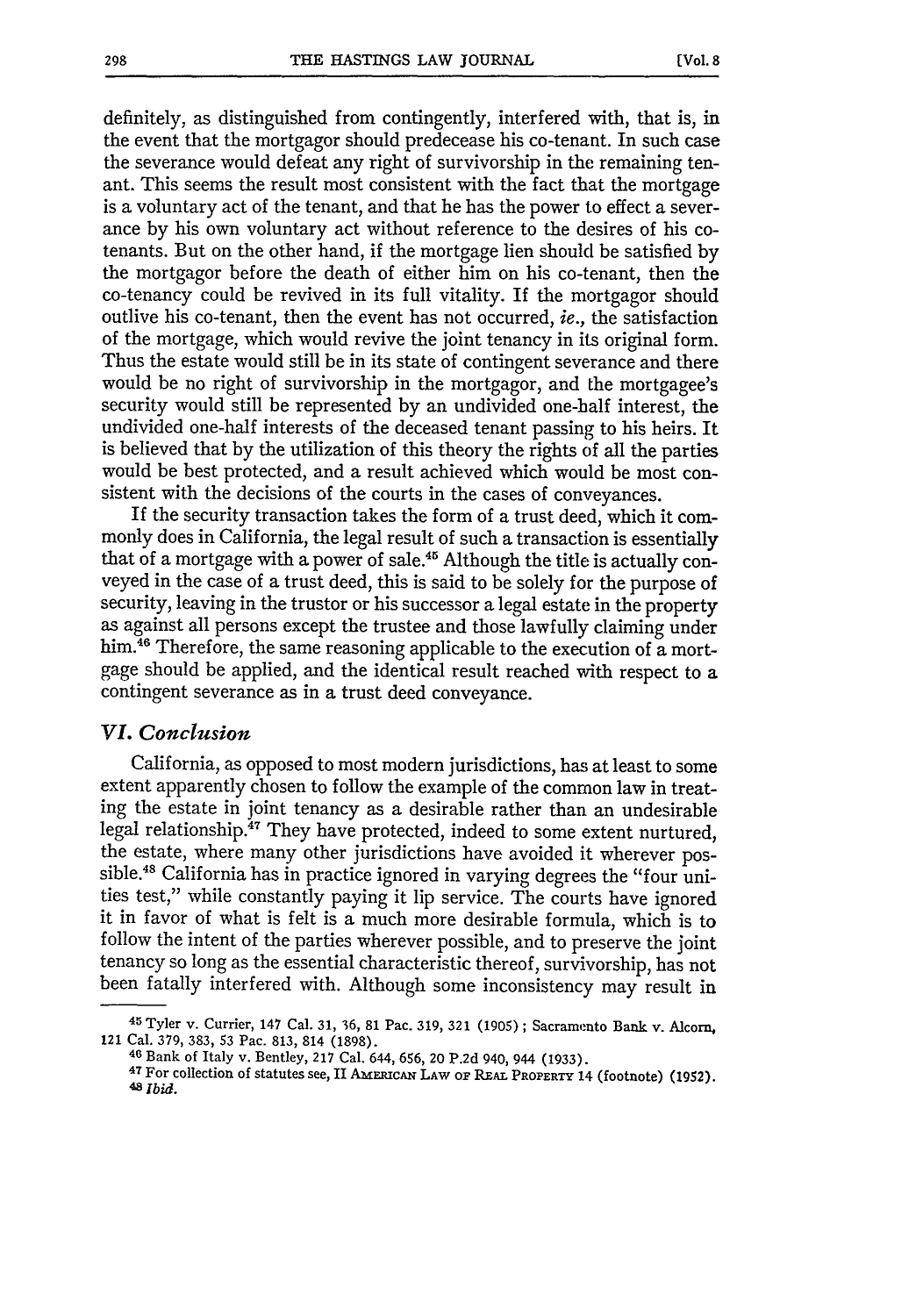definitely, as distinguished from contingently, interfered with, that is, in the event that the mortgagor should predecease his co-tenant. In such case the severance would defeat any right of survivorship in the remaining tenant. This seems the result most consistent with the fact that the mortgage is a voluntary act of the tenant, and that he has the power to effect a severance by his own voluntary act without reference to the desires of his co-tenants. But on the other hand, if the mortgage lien should be satisfied by the mortgagor before the death of either him on his co-tenant, then the co-tenancy could be revived in its full vitality. If the mortgagor should outlive his co-tenant, then the event has not occurred, *ie.*, the satisfaction of the mortgage, which would revive the joint tenancy in its original form. Thus the estate would still be in its state of contingent severance and there would be no right of survivorship in the mortgagor, and the mortgagee's security would still be represented by an undivided one-half interest, the undivided one-half interests of the deceased tenant passing to his heirs. It is believed that by the utilization of this theory the rights of all the parties would be best protected, and a result achieved which would be most consistent with the decisions of the courts in the cases of conveyances.

If the security transaction takes the form of a trust deed, which it commonly does in California, the legal result of such a transaction is essentially that of a mortgage with a power of sale.[45] Although the title is actually conveyed in the case of a trust deed, this is said to be solely for the purpose of security, leaving in the trustor or his successor a legal estate in the property as against all persons except the trustee and those lawfully claiming under him.[46] Therefore, the same reasoning applicable to the execution of a mortgage should be applied, and the identical result reached with respect to a contingent severance as in a trust deed conveyance.

## VI. *Conclusion*

California, as opposed to most modern jurisdictions, has at least to some extent apparently chosen to follow the example of the common law in treating the estate in joint tenancy as a desirable rather than an undesirable legal relationship.[47] They have protected, indeed to some extent nurtured, the estate, where many other jurisdictions have avoided it wherever possible.[48] California has in practice ignored in varying degrees the "four unities test," while constantly paying it lip service. The courts have ignored it in favor of what is felt is a much more desirable formula, which is to follow the intent of the parties wherever possible, and to preserve the joint tenancy so long as the essential characteristic thereof, survivorship, has not been fatally interfered with. Although some inconsistency may result in

---

[45] Tyler v. Currier, 147 Cal. 31, 36, 81 Pac. 319, 321 (1905); Sacramento Bank v. Alcorn, 121 Cal. 379, 383, 53 Pac. 813, 814 (1898).

[46] Bank of Italy v. Bentley, 217 Cal. 644, 656, 20 P.2d 940, 944 (1933).

[47] For collection of statutes see, II AMERICAN LAW OF REAL PROPERTY 14 (footnote) (1952).

[48] *Ibid.*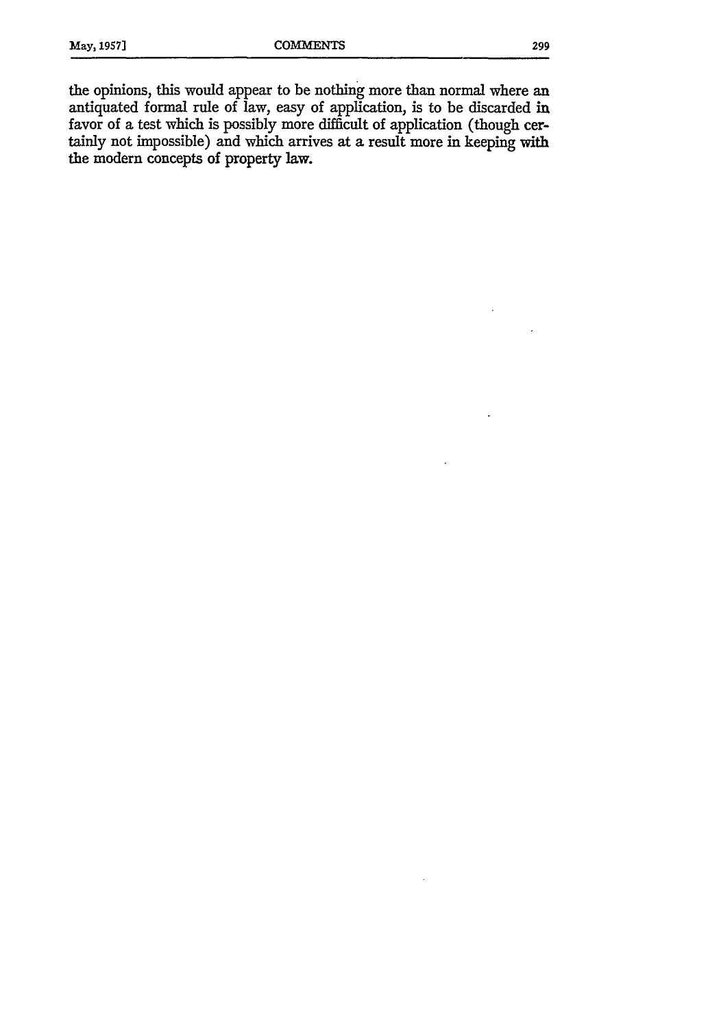the opinions, this would appear to be nothing more than normal where an antiquated formal rule of law, easy of application, is to be discarded in favor of a test which is possibly more difficult of application (though certainly not impossible) and which arrives at a result more in keeping with the modern concepts of property law.